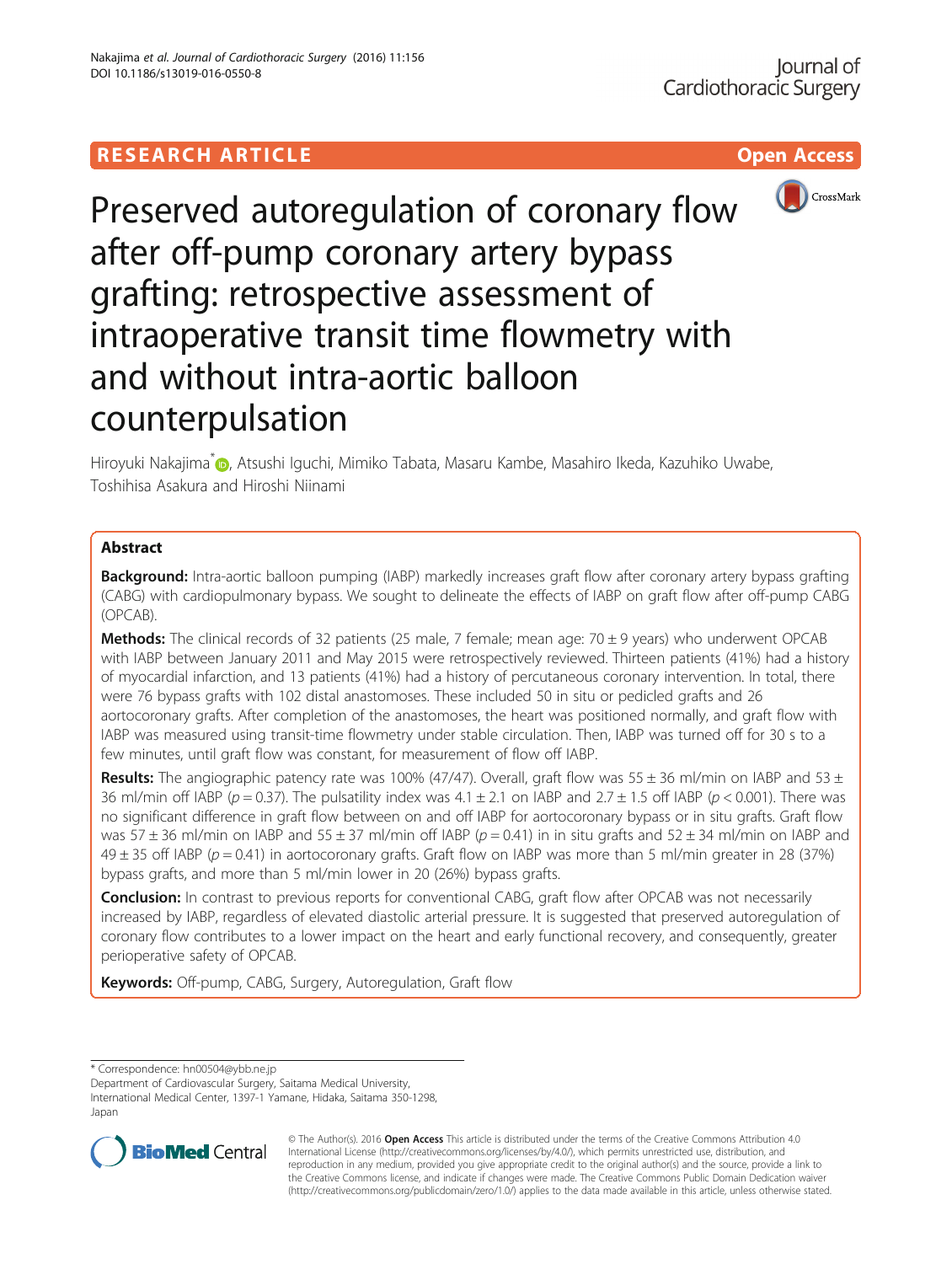RESEARCH ARTICLE

Open Access

# Preserved autoregulation of coronary flow after off-pump coronary artery bypass grafting: retrospective assessment of intraoperative transit time flowmetry with and without intra-aortic balloon counterpulsation

Hiroyuki Nakajima*, Atsushi Iguchi, Mimiko Tabata, Masaru Kambe, Masahiro Ikeda, Kazuhiko Uwabe, Toshihisa Asakura and Hiroshi Niinami

## Abstract

**Background:** Intra-aortic balloon pumping (IABP) markedly increases graft flow after coronary artery bypass grafting (CABG) with cardiopulmonary bypass. We sought to delineate the effects of IABP on graft flow after off-pump CABG (OPCAB).

**Methods:** The clinical records of 32 patients (25 male, 7 female; mean age: 70 ± 9 years) who underwent OPCAB with IABP between January 2011 and May 2015 were retrospectively reviewed. Thirteen patients (41%) had a history of myocardial infarction, and 13 patients (41%) had a history of percutaneous coronary intervention. In total, there were 76 bypass grafts with 102 distal anastomoses. These included 50 in situ or pedicled grafts and 26 aortocoronary grafts. After completion of the anastomoses, the heart was positioned normally, and graft flow with IABP was measured using transit-time flowmetry under stable circulation. Then, IABP was turned off for 30 s to a few minutes, until graft flow was constant, for measurement of flow off IABP.

**Results:** The angiographic patency rate was 100% (47/47). Overall, graft flow was 55 ± 36 ml/min on IABP and 53 ± 36 ml/min off IABP ($p = 0.37$). The pulsatility index was 4.1 ± 2.1 on IABP and 2.7 ± 1.5 off IABP ($p < 0.001$). There was no significant difference in graft flow between on and off IABP for aortocoronary bypass or in situ grafts. Graft flow was 57 ± 36 ml/min on IABP and 55 ± 37 ml/min off IABP ($p = 0.41$) in in situ grafts and 52 ± 34 ml/min on IABP and 49 ± 35 off IABP ($p = 0.41$) in aortocoronary grafts. Graft flow on IABP was more than 5 ml/min greater in 28 (37%) bypass grafts, and more than 5 ml/min lower in 20 (26%) bypass grafts.

**Conclusion:** In contrast to previous reports for conventional CABG, graft flow after OPCAB was not necessarily increased by IABP, regardless of elevated diastolic arterial pressure. It is suggested that preserved autoregulation of coronary flow contributes to a lower impact on the heart and early functional recovery, and consequently, greater perioperative safety of OPCAB.

**Keywords:** Off-pump, CABG, Surgery, Autoregulation, Graft flow

---

* Correspondence: hn00504@ybb.ne.jp

Department of Cardiovascular Surgery, Saitama Medical University, International Medical Center, 1397-1 Yamane, Hidaka, Saitama 350-1298, Japan

© The Author(s). 2016 **Open Access** This article is distributed under the terms of the Creative Commons Attribution 4.0 International License (http://creativecommons.org/licenses/by/4.0/), which permits unrestricted use, distribution, and reproduction in any medium, provided you give appropriate credit to the original author(s) and the source, provide a link to the Creative Commons license, and indicate if changes were made. The Creative Commons Public Domain Dedication waiver (http://creativecommons.org/publicdomain/zero/1.0/) applies to the data made available in this article, unless otherwise stated.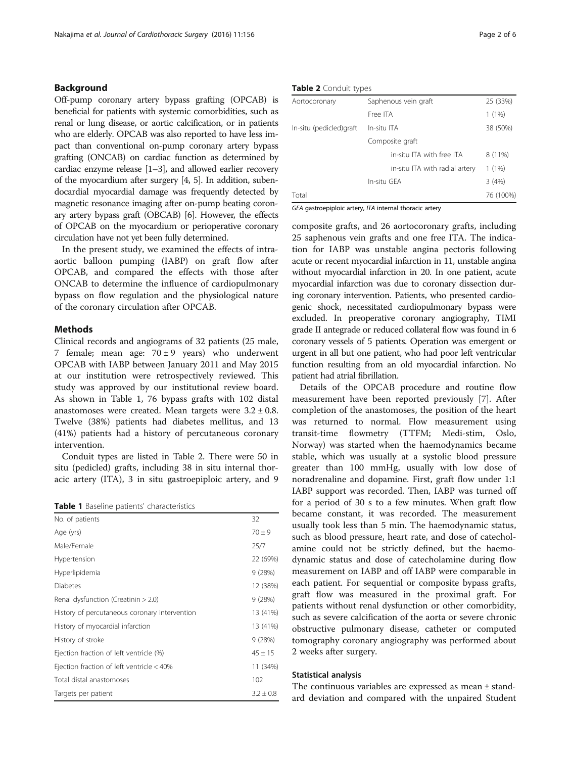## Background

Off-pump coronary artery bypass grafting (OPCAB) is beneficial for patients with systemic comorbidities, such as renal or lung disease, or aortic calcification, or in patients who are elderly. OPCAB was also reported to have less impact than conventional on-pump coronary artery bypass grafting (ONCAB) on cardiac function as determined by cardiac enzyme release [1–3], and allowed earlier recovery of the myocardium after surgery [4, 5]. In addition, subendocardial myocardial damage was frequently detected by magnetic resonance imaging after on-pump beating coronary artery bypass graft (OBCAB) [6]. However, the effects of OPCAB on the myocardium or perioperative coronary circulation have not yet been fully determined.

In the present study, we examined the effects of intra-aortic balloon pumping (IABP) on graft flow after OPCAB, and compared the effects with those after ONCAB to determine the influence of cardiopulmonary bypass on flow regulation and the physiological nature of the coronary circulation after OPCAB.

## Methods

Clinical records and angiograms of 32 patients (25 male, 7 female; mean age: 70 ± 9 years) who underwent OPCAB with IABP between January 2011 and May 2015 at our institution were retrospectively reviewed. This study was approved by our institutional review board. As shown in Table 1, 76 bypass grafts with 102 distal anastomoses were created. Mean targets were 3.2 ± 0.8. Twelve (38%) patients had diabetes mellitus, and 13 (41%) patients had a history of percutaneous coronary intervention.

Conduit types are listed in Table 2. There were 50 in situ (pedicled) grafts, including 38 in situ internal thoracic artery (ITA), 3 in situ gastroepiploic artery, and 9 composite grafts, and 26 aortocoronary grafts, including 25 saphenous vein grafts and one free ITA. The indication for IABP was unstable angina pectoris following acute or recent myocardial infarction in 11, unstable angina without myocardial infarction in 20. In one patient, acute myocardial infarction was due to coronary dissection during coronary intervention. Patients, who presented cardiogenic shock, necessitated cardiopulmonary bypass were excluded. In preoperative coronary angiography, TIMI grade II antegrade or reduced collateral flow was found in 6 coronary vessels of 5 patients. Operation was emergent or urgent in all but one patient, who had poor left ventricular function resulting from an old myocardial infarction. No patient had atrial fibrillation.

**Table 1** Baseline patients' characteristics

| | |
|---|---|
| No. of patients | 32 |
| Age (yrs) | 70 ± 9 |
| Male/Female | 25/7 |
| Hypertension | 22 (69%) |
| Hyperlipidemia | 9 (28%) |
| Diabetes | 12 (38%) |
| Renal dysfunction (Creatinin > 2.0) | 9 (28%) |
| History of percutaneous coronary intervention | 13 (41%) |
| History of myocardial infarction | 13 (41%) |
| History of stroke | 9 (28%) |
| Ejection fraction of left ventricle (%) | 45 ± 15 |
| Ejection fraction of left ventricle < 40% | 11 (34%) |
| Total distal anastomoses | 102 |
| Targets per patient | 3.2 ± 0.8 |

**Table 2** Conduit types

| | | |
|---|---|---|
| Aortocoronary | Saphenous vein graft | 25 (33%) |
| | Free ITA | 1 (1%) |
| In-situ (pedicled)graft | In-situ ITA | 38 (50%) |
| | Composite graft | |
| | in-situ ITA with free ITA | 8 (11%) |
| | in-situ ITA with radial artery | 1 (1%) |
| | In-situ GEA | 3 (4%) |
| Total | | 76 (100%) |

*GEA* gastroepiploic artery, *ITA* internal thoracic artery

Details of the OPCAB procedure and routine flow measurement have been reported previously [7]. After completion of the anastomoses, the position of the heart was returned to normal. Flow measurement using transit-time flowmetry (TTFM; Medi-stim, Oslo, Norway) was started when the haemodynamics became stable, which was usually at a systolic blood pressure greater than 100 mmHg, usually with low dose of noradrenaline and dopamine. First, graft flow under 1:1 IABP support was recorded. Then, IABP was turned off for a period of 30 s to a few minutes. When graft flow became constant, it was recorded. The measurement usually took less than 5 min. The haemodynamic status, such as blood pressure, heart rate, and dose of catecholamine could not be strictly defined, but the haemodynamic status and dose of catecholamine during flow measurement on IABP and off IABP were comparable in each patient. For sequential or composite bypass grafts, graft flow was measured in the proximal graft. For patients without renal dysfunction or other comorbidity, such as severe calcification of the aorta or severe chronic obstructive pulmonary disease, catheter or computed tomography coronary angiography was performed about 2 weeks after surgery.

### Statistical analysis

The continuous variables are expressed as mean ± standard deviation and compared with the unpaired Student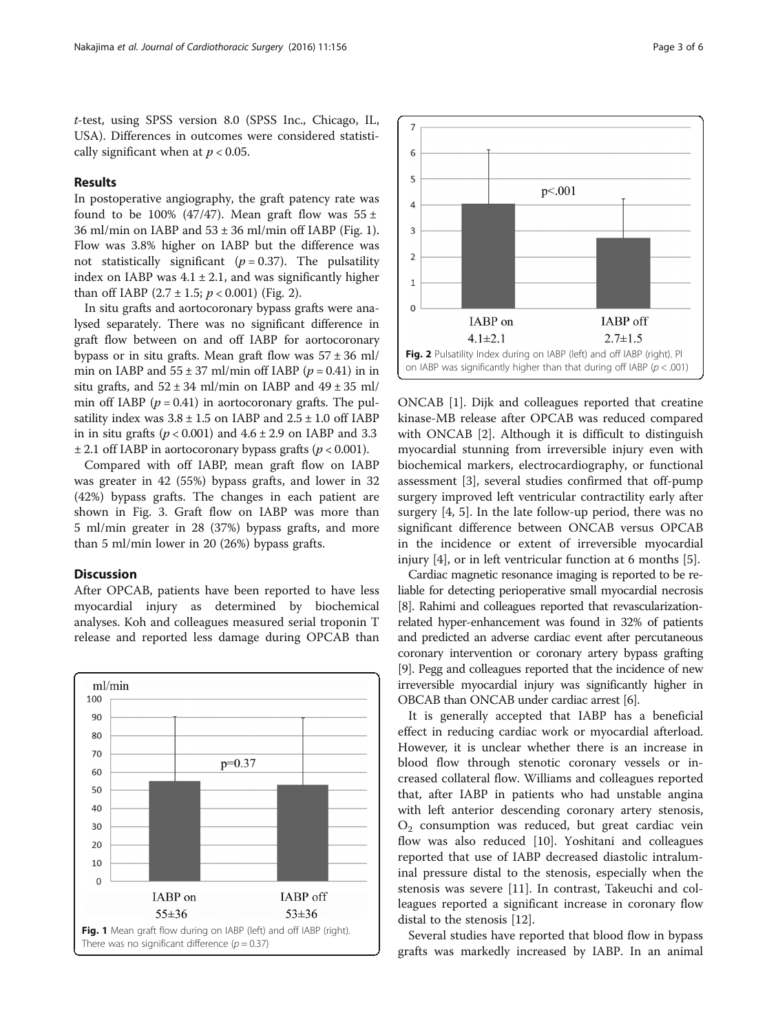*t*-test, using SPSS version 8.0 (SPSS Inc., Chicago, IL, USA). Differences in outcomes were considered statistically significant when at $p < 0.05$.

## Results

In postoperative angiography, the graft patency rate was found to be 100% (47/47). Mean graft flow was 55 ± 36 ml/min on IABP and 53 ± 36 ml/min off IABP (Fig. 1). Flow was 3.8% higher on IABP but the difference was not statistically significant ($p = 0.37$). The pulsatility index on IABP was 4.1 ± 2.1, and was significantly higher than off IABP (2.7 ± 1.5; $p < 0.001$) (Fig. 2).

In situ grafts and aortocoronary bypass grafts were analysed separately. There was no significant difference in graft flow between on and off IABP for aortocoronary bypass or in situ grafts. Mean graft flow was 57 ± 36 ml/min on IABP and 55 ± 37 ml/min off IABP ($p = 0.41$) in in situ grafts, and 52 ± 34 ml/min on IABP and 49 ± 35 ml/min off IABP ($p = 0.41$) in aortocoronary grafts. The pulsatility index was 3.8 ± 1.5 on IABP and 2.5 ± 1.0 off IABP in in situ grafts ($p < 0.001$) and 4.6 ± 2.9 on IABP and 3.3 ± 2.1 off IABP in aortocoronary bypass grafts ($p < 0.001$).

Compared with off IABP, mean graft flow on IABP was greater in 42 (55%) bypass grafts, and lower in 32 (42%) bypass grafts. The changes in each patient are shown in Fig. 3. Graft flow on IABP was more than 5 ml/min greater in 28 (37%) bypass grafts, and more than 5 ml/min lower in 20 (26%) bypass grafts.

## Discussion

After OPCAB, patients have been reported to have less myocardial injury as determined by biochemical analyses. Koh and colleagues measured serial troponin T release and reported less damage during OPCAB than ONCAB [1]. Dijk and colleagues reported that creatine kinase-MB release after OPCAB was reduced compared with ONCAB [2]. Although it is difficult to distinguish myocardial stunning from irreversible injury even with biochemical markers, electrocardiography, or functional assessment [3], several studies confirmed that off-pump surgery improved left ventricular contractility early after surgery [4, 5]. In the late follow-up period, there was no significant difference between ONCAB versus OPCAB in the incidence or extent of irreversible myocardial injury [4], or in left ventricular function at 6 months [5].

Fig. 1 Mean graft flow during on IABP (left) and off IABP (right). There was no significant difference ($p = 0.37$)

Fig. 2 Pulsatility Index during on IABP (left) and off IABP (right). PI on IABP was significantly higher than that during off IABP ($p < .001$)

Cardiac magnetic resonance imaging is reported to be reliable for detecting perioperative small myocardial necrosis [8]. Rahimi and colleagues reported that revascularization-related hyper-enhancement was found in 32% of patients and predicted an adverse cardiac event after percutaneous coronary intervention or coronary artery bypass grafting [9]. Pegg and colleagues reported that the incidence of new irreversible myocardial injury was significantly higher in OBCAB than ONCAB under cardiac arrest [6].

It is generally accepted that IABP has a beneficial effect in reducing cardiac work or myocardial afterload. However, it is unclear whether there is an increase in blood flow through stenotic coronary vessels or increased collateral flow. Williams and colleagues reported that, after IABP in patients who had unstable angina with left anterior descending coronary artery stenosis, $O_2$ consumption was reduced, but great cardiac vein flow was also reduced [10]. Yoshitani and colleagues reported that use of IABP decreased diastolic intraluminal pressure distal to the stenosis, especially when the stenosis was severe [11]. In contrast, Takeuchi and colleagues reported a significant increase in coronary flow distal to the stenosis [12].

Several studies have reported that blood flow in bypass grafts was markedly increased by IABP. In an animal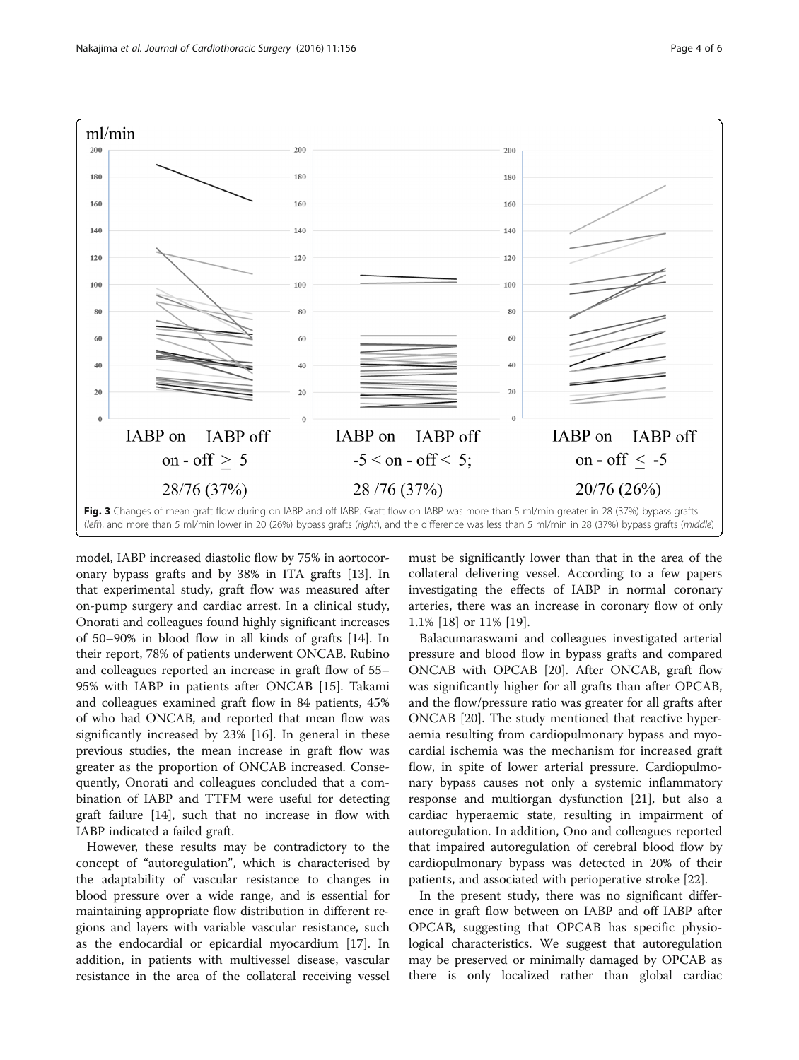Fig. 3 Changes of mean graft flow during on IABP and off IABP. Graft flow on IABP was more than 5 ml/min greater in 28 (37%) bypass grafts (*left*), and more than 5 ml/min lower in 20 (26%) bypass grafts (*right*), and the difference was less than 5 ml/min in 28 (37%) bypass grafts (*middle*)

model, IABP increased diastolic flow by 75% in aortocoronary bypass grafts and by 38% in ITA grafts [13]. In that experimental study, graft flow was measured after on-pump surgery and cardiac arrest. In a clinical study, Onorati and colleagues found highly significant increases of 50–90% in blood flow in all kinds of grafts [14]. In their report, 78% of patients underwent ONCAB. Rubino and colleagues reported an increase in graft flow of 55–95% with IABP in patients after ONCAB [15]. Takami and colleagues examined graft flow in 84 patients, 45% of who had ONCAB, and reported that mean flow was significantly increased by 23% [16]. In general in these previous studies, the mean increase in graft flow was greater as the proportion of ONCAB increased. Consequently, Onorati and colleagues concluded that a combination of IABP and TTFM were useful for detecting graft failure [14], such that no increase in flow with IABP indicated a failed graft.

However, these results may be contradictory to the concept of "autoregulation", which is characterised by the adaptability of vascular resistance to changes in blood pressure over a wide range, and is essential for maintaining appropriate flow distribution in different regions and layers with variable vascular resistance, such as the endocardial or epicardial myocardium [17]. In addition, in patients with multivessel disease, vascular resistance in the area of the collateral receiving vessel must be significantly lower than that in the area of the collateral delivering vessel. According to a few papers investigating the effects of IABP in normal coronary arteries, there was an increase in coronary flow of only 1.1% [18] or 11% [19].

Balacumaraswami and colleagues investigated arterial pressure and blood flow in bypass grafts and compared ONCAB with OPCAB [20]. After ONCAB, graft flow was significantly higher for all grafts than after OPCAB, and the flow/pressure ratio was greater for all grafts after ONCAB [20]. The study mentioned that reactive hyperaemia resulting from cardiopulmonary bypass and myocardial ischemia was the mechanism for increased graft flow, in spite of lower arterial pressure. Cardiopulmonary bypass causes not only a systemic inflammatory response and multiorgan dysfunction [21], but also a cardiac hyperaemic state, resulting in impairment of autoregulation. In addition, Ono and colleagues reported that impaired autoregulation of cerebral blood flow by cardiopulmonary bypass was detected in 20% of their patients, and associated with perioperative stroke [22].

In the present study, there was no significant difference in graft flow between on IABP and off IABP after OPCAB, suggesting that OPCAB has specific physiological characteristics. We suggest that autoregulation may be preserved or minimally damaged by OPCAB as there is only localized rather than global cardiac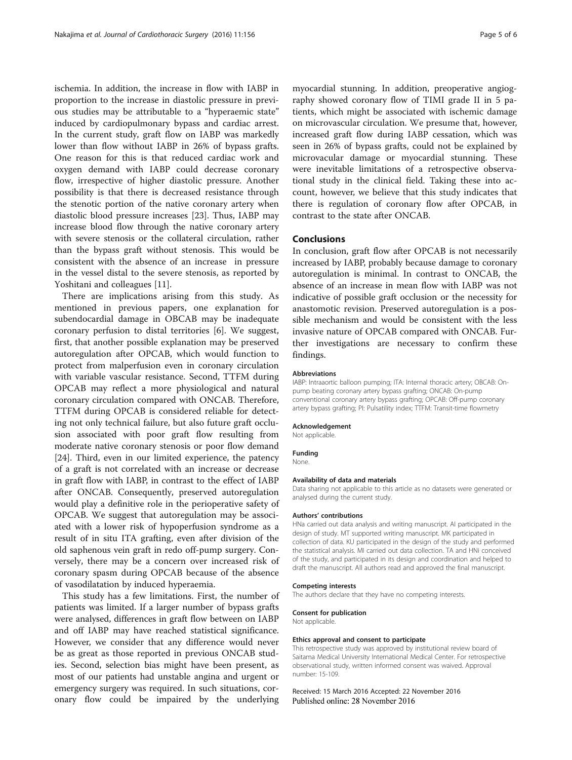ischemia. In addition, the increase in flow with IABP in proportion to the increase in diastolic pressure in previous studies may be attributable to a “hyperaemic state” induced by cardiopulmonary bypass and cardiac arrest. In the current study, graft flow on IABP was markedly lower than flow without IABP in 26% of bypass grafts. One reason for this is that reduced cardiac work and oxygen demand with IABP could decrease coronary flow, irrespective of higher diastolic pressure. Another possibility is that there is decreased resistance through the stenotic portion of the native coronary artery when diastolic blood pressure increases [23]. Thus, IABP may increase blood flow through the native coronary artery with severe stenosis or the collateral circulation, rather than the bypass graft without stenosis. This would be consistent with the absence of an increase in pressure in the vessel distal to the severe stenosis, as reported by Yoshitani and colleagues [11].

There are implications arising from this study. As mentioned in previous papers, one explanation for subendocardial damage in OBCAB may be inadequate coronary perfusion to distal territories [6]. We suggest, first, that another possible explanation may be preserved autoregulation after OPCAB, which would function to protect from malperfusion even in coronary circulation with variable vascular resistance. Second, TTFM during OPCAB may reflect a more physiological and natural coronary circulation compared with ONCAB. Therefore, TTFM during OPCAB is considered reliable for detecting not only technical failure, but also future graft occlusion associated with poor graft flow resulting from moderate native coronary stenosis or poor flow demand [24]. Third, even in our limited experience, the patency of a graft is not correlated with an increase or decrease in graft flow with IABP, in contrast to the effect of IABP after ONCAB. Consequently, preserved autoregulation would play a definitive role in the perioperative safety of OPCAB. We suggest that autoregulation may be associated with a lower risk of hypoperfusion syndrome as a result of in situ ITA grafting, even after division of the old saphenous vein graft in redo off-pump surgery. Conversely, there may be a concern over increased risk of coronary spasm during OPCAB because of the absence of vasodilatation by induced hyperaemia.

This study has a few limitations. First, the number of patients was limited. If a larger number of bypass grafts were analysed, differences in graft flow between on IABP and off IABP may have reached statistical significance. However, we consider that any difference would never be as great as those reported in previous ONCAB studies. Second, selection bias might have been present, as most of our patients had unstable angina and urgent or emergency surgery was required. In such situations, coronary flow could be impaired by the underlying myocardial stunning. In addition, preoperative angiography showed coronary flow of TIMI grade II in 5 patients, which might be associated with ischemic damage on microvascular circulation. We presume that, however, increased graft flow during IABP cessation, which was seen in 26% of bypass grafts, could not be explained by microvacular damage or myocardial stunning. These were inevitable limitations of a retrospective observational study in the clinical field. Taking these into account, however, we believe that this study indicates that there is regulation of coronary flow after OPCAB, in contrast to the state after ONCAB.

## Conclusions

In conclusion, graft flow after OPCAB is not necessarily increased by IABP, probably because damage to coronary autoregulation is minimal. In contrast to ONCAB, the absence of an increase in mean flow with IABP was not indicative of possible graft occlusion or the necessity for anastomotic revision. Preserved autoregulation is a possible mechanism and would be consistent with the less invasive nature of OPCAB compared with ONCAB. Further investigations are necessary to confirm these findings.

#### Abbreviations

IABP: Intraaortic balloon pumping; ITA: Internal thoracic artery; OBCAB: On-pump beating coronary artery bypass grafting; ONCAB: On-pump conventional coronary artery bypass grafting; OPCAB: Off-pump coronary artery bypass grafting; PI: Pulsatility index; TTFM: Transit-time flowmetry

#### Acknowledgement

Not applicable.

#### Funding

None.

#### Availability of data and materials

Data sharing not applicable to this article as no datasets were generated or analysed during the current study.

#### Authors' contributions

HNa carried out data analysis and writing manuscript. AI participated in the design of study. MT supported writing manuscript. MK participated in collection of data. KU participated in the design of the study and performed the statistical analysis. MI carried out data collection. TA and HNi conceived of the study, and participated in its design and coordination and helped to draft the manuscript. All authors read and approved the final manuscript.

#### Competing interests

The authors declare that they have no competing interests.

#### Consent for publication

Not applicable.

#### Ethics approval and consent to participate

This retrospective study was approved by institutional review board of Saitama Medical University International Medical Center. For retrospective observational study, written informed consent was waived. Approval number: 15-109.

Received: 15 March 2016 Accepted: 22 November 2016
Published online: 28 November 2016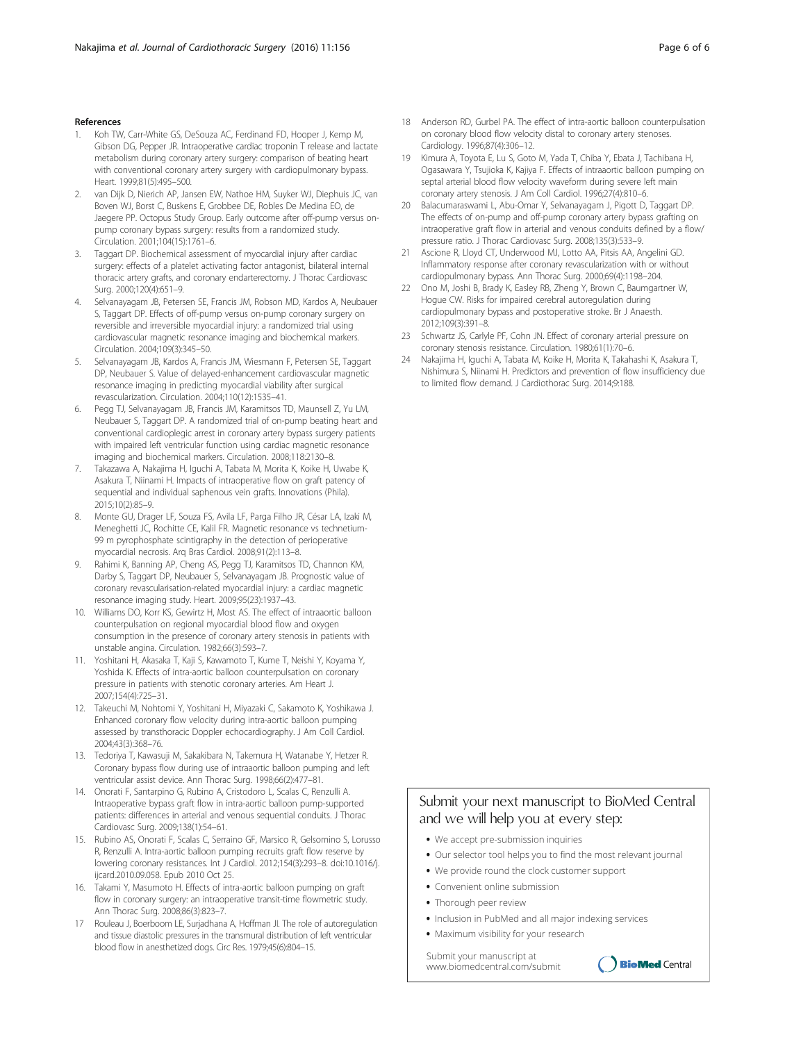## References

1. Koh TW, Carr-White GS, DeSouza AC, Ferdinand FD, Hooper J, Kemp M, Gibson DG, Pepper JR. Intraoperative cardiac troponin T release and lactate metabolism during coronary artery surgery: comparison of beating heart with conventional coronary artery surgery with cardiopulmonary bypass. Heart. 1999;81(5):495–500.
2. van Dijk D, Nierich AP, Jansen EW, Nathoe HM, Suyker WJ, Diephuis JC, van Boven WJ, Borst C, Buskens E, Grobbee DE, Robles De Medina EO, de Jaegere PP. Octopus Study Group. Early outcome after off-pump versus on-pump coronary bypass surgery: results from a randomized study. Circulation. 2001;104(15):1761–6.
3. Taggart DP. Biochemical assessment of myocardial injury after cardiac surgery: effects of a platelet activating factor antagonist, bilateral internal thoracic artery grafts, and coronary endarterectomy. J Thorac Cardiovasc Surg. 2000;120(4):651–9.
4. Selvanayagam JB, Petersen SE, Francis JM, Robson MD, Kardos A, Neubauer S, Taggart DP. Effects of off-pump versus on-pump coronary surgery on reversible and irreversible myocardial injury: a randomized trial using cardiovascular magnetic resonance imaging and biochemical markers. Circulation. 2004;109(3):345–50.
5. Selvanayagam JB, Kardos A, Francis JM, Wiesmann F, Petersen SE, Taggart DP, Neubauer S. Value of delayed-enhancement cardiovascular magnetic resonance imaging in predicting myocardial viability after surgical revascularization. Circulation. 2004;110(12):1535–41.
6. Pegg TJ, Selvanayagam JB, Francis JM, Karamitsos TD, Maunsell Z, Yu LM, Neubauer S, Taggart DP. A randomized trial of on-pump beating heart and conventional cardioplegic arrest in coronary artery bypass surgery patients with impaired left ventricular function using cardiac magnetic resonance imaging and biochemical markers. Circulation. 2008;118:2130–8.
7. Takazawa A, Nakajima H, Iguchi A, Tabata M, Morita K, Koike H, Uwabe K, Asakura T, Niinami H. Impacts of intraoperative flow on graft patency of sequential and individual saphenous vein grafts. Innovations (Phila). 2015;10(2):85–9.
8. Monte GU, Drager LF, Souza FS, Avila LF, Parga Filho JR, César LA, Izaki M, Meneghetti JC, Rochitte CE, Kalil FR. Magnetic resonance vs technetium-99 m pyrophosphate scintigraphy in the detection of perioperative myocardial necrosis. Arq Bras Cardiol. 2008;91(2):113–8.
9. Rahimi K, Banning AP, Cheng AS, Pegg TJ, Karamitsos TD, Channon KM, Darby S, Taggart DP, Neubauer S, Selvanayagam JB. Prognostic value of coronary revascularisation-related myocardial injury: a cardiac magnetic resonance imaging study. Heart. 2009;95(23):1937–43.
10. Williams DO, Korr KS, Gewirtz H, Most AS. The effect of intraaortic balloon counterpulsation on regional myocardial blood flow and oxygen consumption in the presence of coronary artery stenosis in patients with unstable angina. Circulation. 1982;66(3):593–7.
11. Yoshitani H, Akasaka T, Kaji S, Kawamoto T, Kume T, Neishi Y, Koyama Y, Yoshida K. Effects of intra-aortic balloon counterpulsation on coronary pressure in patients with stenotic coronary arteries. Am Heart J. 2007;154(4):725–31.
12. Takeuchi M, Nohtomi Y, Yoshitani H, Miyazaki C, Sakamoto K, Yoshikawa J. Enhanced coronary flow velocity during intra-aortic balloon pumping assessed by transthoracic Doppler echocardiography. J Am Coll Cardiol. 2004;43(3):368–76.
13. Tedoriya T, Kawasuji M, Sakakibara N, Takemura H, Watanabe Y, Hetzer R. Coronary bypass flow during use of intraaortic balloon pumping and left ventricular assist device. Ann Thorac Surg. 1998;66(2):477–81.
14. Onorati F, Santarpino G, Rubino A, Cristodoro L, Scalas C, Renzulli A. Intraoperative bypass graft flow in intra-aortic balloon pump-supported patients: differences in arterial and venous sequential conduits. J Thorac Cardiovasc Surg. 2009;138(1):54–61.
15. Rubino AS, Onorati F, Scalas C, Serraino GF, Marsico R, Gelsomino S, Lorusso R, Renzulli A. Intra-aortic balloon pumping recruits graft flow reserve by lowering coronary resistances. Int J Cardiol. 2012;154(3):293–8. doi:10.1016/j.ijcard.2010.09.058. Epub 2010 Oct 25.
16. Takami Y, Masumoto H. Effects of intra-aortic balloon pumping on graft flow in coronary surgery: an intraoperative transit-time flowmetric study. Ann Thorac Surg. 2008;86(3):823–7.
17. Rouleau J, Boerboom LE, Surjadhana A, Hoffman JI. The role of autoregulation and tissue diastolic pressures in the transmural distribution of left ventricular blood flow in anesthetized dogs. Circ Res. 1979;45(6):804–15.
18. Anderson RD, Gurbel PA. The effect of intra-aortic balloon counterpulsation on coronary blood flow velocity distal to coronary artery stenoses. Cardiology. 1996;87(4):306–12.
19. Kimura A, Toyota E, Lu S, Goto M, Yada T, Chiba Y, Ebata J, Tachibana H, Ogasawara Y, Tsujioka K, Kajiya F. Effects of intraaortic balloon pumping on septal arterial blood flow velocity waveform during severe left main coronary artery stenosis. J Am Coll Cardiol. 1996;27(4):810–6.
20. Balacumaraswami L, Abu-Omar Y, Selvanayagam J, Pigott D, Taggart DP. The effects of on-pump and off-pump coronary artery bypass grafting on intraoperative graft flow in arterial and venous conduits defined by a flow/pressure ratio. J Thorac Cardiovasc Surg. 2008;135(3):533–9.
21. Ascione R, Lloyd CT, Underwood MJ, Lotto AA, Pitsis AA, Angelini GD. Inflammatory response after coronary revascularization with or without cardiopulmonary bypass. Ann Thorac Surg. 2000;69(4):1198–204.
22. Ono M, Joshi B, Brady K, Easley RB, Zheng Y, Brown C, Baumgartner W, Hogue CW. Risks for impaired cerebral autoregulation during cardiopulmonary bypass and postoperative stroke. Br J Anaesth. 2012;109(3):391–8.
23. Schwartz JS, Carlyle PF, Cohn JN. Effect of coronary arterial pressure on coronary stenosis resistance. Circulation. 1980;61(1):70–6.
24. Nakajima H, Iguchi A, Tabata M, Koike H, Morita K, Takahashi K, Asakura T, Nishimura S, Niinami H. Predictors and prevention of flow insufficiency due to limited flow demand. J Cardiothorac Surg. 2014;9:188.

Submit your next manuscript to BioMed Central and we will help you at every step:

- We accept pre-submission inquiries
- Our selector tool helps you to find the most relevant journal
- We provide round the clock customer support
- Convenient online submission
- Thorough peer review
- Inclusion in PubMed and all major indexing services
- Maximum visibility for your research

Submit your manuscript at www.biomedcentral.com/submit

BioMed Central